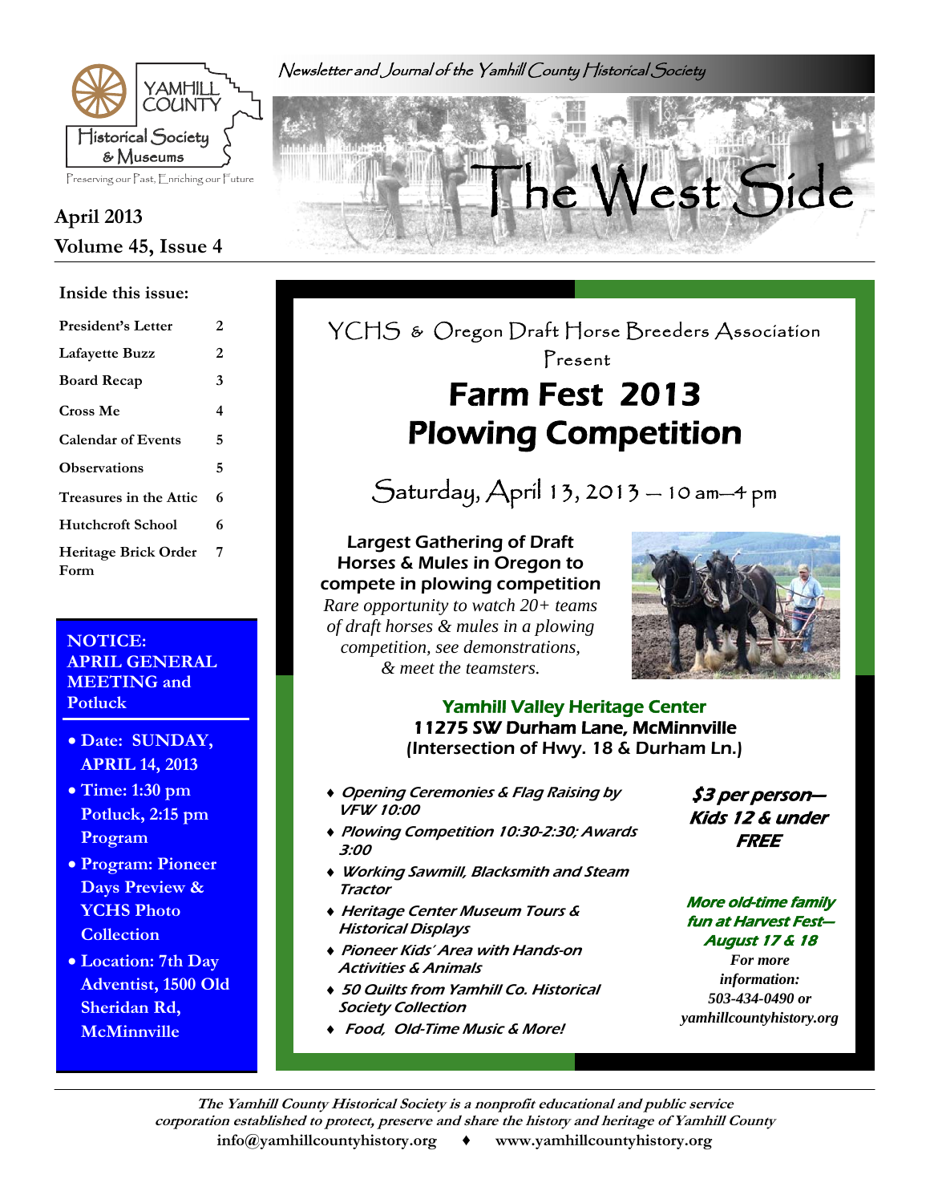Newsletter and Journal of the Yamhill County Historical Society

Yamhill County Historical Society & Museums

Preserving our Past, Enriching our Future

# The West Side

**April 2013**
**Volume 45, Issue 4**

### Inside this issue:

| | |
|---|---|
| President's Letter | 2 |
| Lafayette Buzz | 2 |
| Board Recap | 3 |
| Cross Me | 4 |
| Calendar of Events | 5 |
| Observations | 5 |
| Treasures in the Attic | 6 |
| Hutchcroft School | 6 |
| Heritage Brick Order Form | 7 |

**NOTICE: APRIL GENERAL MEETING and Potluck**

- **Date: SUNDAY, APRIL 14, 2013**
- **Time: 1:30 pm Potluck, 2:15 pm Program**
- **Program: Pioneer Days Preview & YCHS Photo Collection**
- **Location: 7th Day Adventist, 1500 Old Sheridan Rd, McMinnville**

YCHS & Oregon Draft Horse Breeders Association Present

## Farm Fest 2013 Plowing Competition

Saturday, April 13, 2013 — 10 am—4 pm

**Largest Gathering of Draft Horses & Mules in Oregon to compete in plowing competition**

*Rare opportunity to watch 20+ teams of draft horses & mules in a plowing competition, see demonstrations, & meet the teamsters.*

**Yamhill Valley Heritage Center**
**11275 SW Durham Lane, McMinnville**
**(Intersection of Hwy. 18 & Durham Ln.)**

- *Opening Ceremonies & Flag Raising by VFW 10:00*
- *Plowing Competition 10:30-2:30; Awards 3:00*
- *Working Sawmill, Blacksmith and Steam Tractor*
- *Heritage Center Museum Tours & Historical Displays*
- *Pioneer Kids' Area with Hands-on Activities & Animals*
- *50 Quilts from Yamhill Co. Historical Society Collection*
- *Food, Old-Time Music & More!*

***$3 per person— Kids 12 & under FREE***

***More old-time family fun at Harvest Fest— August 17 & 18***

***For more information: 503-434-0490 or yamhillcountyhistory.org***

*The Yamhill County Historical Society is a nonprofit educational and public service corporation established to protect, preserve and share the history and heritage of Yamhill County*

info@yamhillcountyhistory.org ♦ www.yamhillcountyhistory.org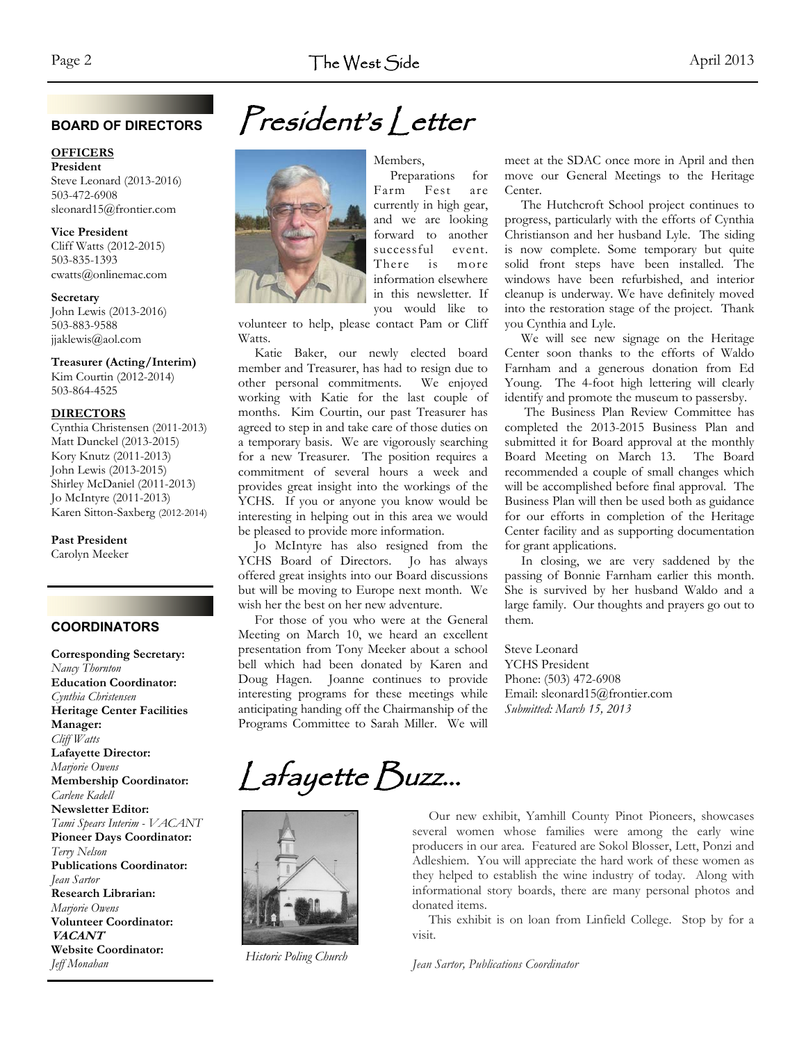## BOARD OF DIRECTORS

**OFFICERS**

**President**
Steve Leonard (2013-2016)
503-472-6908
sleonard15@frontier.com

**Vice President**
Cliff Watts (2012-2015)
503-835-1393
cwatts@onlinemac.com

**Secretary**
John Lewis (2013-2016)
503-883-9588
jjaklewis@aol.com

**Treasurer (Acting/Interim)**
Kim Courtin (2012-2014)
503-864-4525

**DIRECTORS**
Cynthia Christensen (2011-2013)
Matt Dunckel (2013-2015)
Kory Knutz (2011-2013)
John Lewis (2013-2015)
Shirley McDaniel (2011-2013)
Jo McIntyre (2011-2013)
Karen Sitton-Saxberg (2012-2014)

**Past President**
Carolyn Meeker

## COORDINATORS

**Corresponding Secretary:**
*Nancy Thornton*
**Education Coordinator:**
*Cynthia Christensen*
**Heritage Center Facilities Manager:**
*Cliff Watts*
**Lafayette Director:**
*Marjorie Owens*
**Membership Coordinator:**
*Carlene Kadell*
**Newsletter Editor:**
*Tami Spears Interim - VACANT*
**Pioneer Days Coordinator:**
*Terry Nelson*
**Publications Coordinator:**
*Jean Sartor*
**Research Librarian:**
*Marjorie Owens*
**Volunteer Coordinator:**
***VACANT***
**Website Coordinator:**
*Jeff Monahan*

# President's Letter

Members,

Preparations for Farm Fest are currently in high gear, and we are looking forward to another successful event. There is more information elsewhere in this newsletter. If you would like to volunteer to help, please contact Pam or Cliff Watts.

Katie Baker, our newly elected board member and Treasurer, has had to resign due to other personal commitments. We enjoyed working with Katie for the last couple of months. Kim Courtin, our past Treasurer has agreed to step in and take care of those duties on a temporary basis. We are vigorously searching for a new Treasurer. The position requires a commitment of several hours a week and provides great insight into the workings of the YCHS. If you or anyone you know would be interesting in helping out in this area we would be pleased to provide more information.

Jo McIntyre has also resigned from the YCHS Board of Directors. Jo has always offered great insights into our Board discussions but will be moving to Europe next month. We wish her the best on her new adventure.

For those of you who were at the General Meeting on March 10, we heard an excellent presentation from Tony Meeker about a school bell which had been donated by Karen and Doug Hagen. Joanne continues to provide interesting programs for these meetings while anticipating handing off the Chairmanship of the Programs Committee to Sarah Miller. We will meet at the SDAC once more in April and then move our General Meetings to the Heritage Center.

The Hutchcroft School project continues to progress, particularly with the efforts of Cynthia Christianson and her husband Lyle. The siding is now complete. Some temporary but quite solid front steps have been installed. The windows have been refurbished, and interior cleanup is underway. We have definitely moved into the restoration stage of the project. Thank you Cynthia and Lyle.

We will see new signage on the Heritage Center soon thanks to the efforts of Waldo Farnham and a generous donation from Ed Young. The 4-foot high lettering will clearly identify and promote the museum to passersby.

The Business Plan Review Committee has completed the 2013-2015 Business Plan and submitted it for Board approval at the monthly Board Meeting on March 13. The Board recommended a couple of small changes which will be accomplished before final approval. The Business Plan will then be used both as guidance for our efforts in completion of the Heritage Center facility and as supporting documentation for grant applications.

In closing, we are very saddened by the passing of Bonnie Farnham earlier this month. She is survived by her husband Waldo and a large family. Our thoughts and prayers go out to them.

Steve Leonard
YCHS President
Phone: (503) 472-6908
Email: sleonard15@frontier.com
*Submitted: March 15, 2013*

# Lafayette Buzz...

*Historic Poling Church*

Our new exhibit, Yamhill County Pinot Pioneers, showcases several women whose families were among the early wine producers in our area. Featured are Sokol Blosser, Lett, Ponzi and Adleshiem. You will appreciate the hard work of these women as they helped to establish the wine industry of today. Along with informational story boards, there are many personal photos and donated items.

This exhibit is on loan from Linfield College. Stop by for a visit.

*Jean Sartor, Publications Coordinator*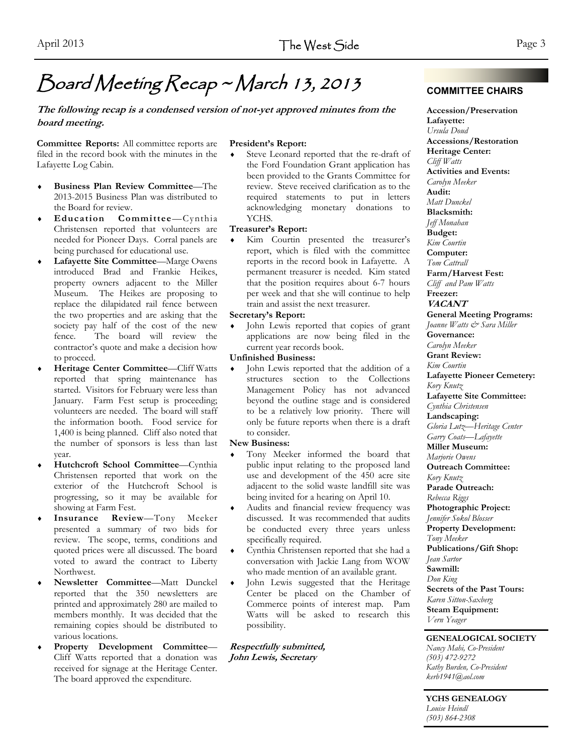# Board Meeting Recap ~ March 13, 2013

***The following recap is a condensed version of not-yet approved minutes from the board meeting.***

**Committee Reports:** All committee reports are filed in the record book with the minutes in the Lafayette Log Cabin.

- **Business Plan Review Committee**—The 2013-2015 Business Plan was distributed to the Board for review.
- **Education Committee**—Cynthia Christensen reported that volunteers are needed for Pioneer Days. Corral panels are being purchased for educational use.
- **Lafayette Site Committee**—Marge Owens introduced Brad and Frankie Heikes, property owners adjacent to the Miller Museum. The Heikes are proposing to replace the dilapidated rail fence between the two properties and are asking that the society pay half of the cost of the new fence. The board will review the contractor's quote and make a decision how to proceed.
- **Heritage Center Committee**—Cliff Watts reported that spring maintenance has started. Visitors for February were less than January. Farm Fest setup is proceeding; volunteers are needed. The board will staff the information booth. Food service for 1,400 is being planned. Cliff also noted that the number of sponsors is less than last year.
- **Hutchcroft School Committee**—Cynthia Christensen reported that work on the exterior of the Hutchcroft School is progressing, so it may be available for showing at Farm Fest.
- **Insurance Review**—Tony Meeker presented a summary of two bids for review. The scope, terms, conditions and quoted prices were all discussed. The board voted to award the contract to Liberty Northwest.
- **Newsletter Committee**—Matt Dunckel reported that the 350 newsletters are printed and approximately 280 are mailed to members monthly. It was decided that the remaining copies should be distributed to various locations.
- **Property Development Committee**—Cliff Watts reported that a donation was received for signage at the Heritage Center. The board approved the expenditure.

**President's Report:**

- Steve Leonard reported that the re-draft of the Ford Foundation Grant application has been provided to the Grants Committee for review. Steve received clarification as to the required statements to put in letters acknowledging monetary donations to YCHS.

**Treasurer's Report:**

- Kim Courtin presented the treasurer's report, which is filed with the committee reports in the record book in Lafayette. A permanent treasurer is needed. Kim stated that the position requires about 6-7 hours per week and that she will continue to help train and assist the next treasurer.

**Secretary's Report:**

- John Lewis reported that copies of grant applications are now being filed in the current year records book.

**Unfinished Business:**

- John Lewis reported that the addition of a structures section to the Collections Management Policy has not advanced beyond the outline stage and is considered to be a relatively low priority. There will only be future reports when there is a draft to consider.

**New Business:**

- Tony Meeker informed the board that public input relating to the proposed land use and development of the 450 acre site adjacent to the solid waste landfill site was being invited for a hearing on April 10.
- Audits and financial review frequency was discussed. It was recommended that audits be conducted every three years unless specifically required.
- Cynthia Christensen reported that she had a conversation with Jackie Lang from WOW who made mention of an available grant.
- John Lewis suggested that the Heritage Center be placed on the Chamber of Commerce points of interest map. Pam Watts will be asked to research this possibility.

***Respectfully submitted,***
***John Lewis, Secretary***

## COMMITTEE CHAIRS

**Accession/Preservation Lafayette:**
*Ursula Doud*
**Accessions/Restoration Heritage Center:**
*Cliff Watts*
**Activities and Events:**
*Carolyn Meeker*
**Audit:**
*Matt Dunckel*
**Blacksmith:**
*Jeff Monahan*
**Budget:**
*Kim Courtin*
**Computer:**
*Tom Cattrall*
**Farm/Harvest Fest:**
*Cliff and Pam Watts*
**Freezer:**
***VACANT***
**General Meeting Programs:**
*Joanne Watts & Sara Miller*
**Governance:**
*Carolyn Meeker*
**Grant Review:**
*Kim Courtin*
**Lafayette Pioneer Cemetery:**
*Kory Knutz*
**Lafayette Site Committee:**
*Cynthia Christensen*
**Landscaping:**
*Gloria Lutz—Heritage Center*
*Garry Coats—Lafayette*
**Miller Museum:**
*Marjorie Owens*
**Outreach Committee:**
*Kory Knutz*
**Parade Outreach:**
*Rebecca Riggs*
**Photographic Project:**
*Jennifer Sokol Blosser*
**Property Development:**
*Tony Meeker*
**Publications/Gift Shop:**
*Jean Sartor*
**Sawmill:**
*Don King*
**Secrets of the Past Tours:**
*Karen Sitton-Saxberg*
**Steam Equipment:**
*Vern Yeager*

**GENEALOGICAL SOCIETY**
*Nancy Mahi, Co-President*
*(503) 472-9272*
*Kathy Burden, Co-President*
*kerb1941@aol.com*

**YCHS GENEALOGY**
*Louise Heindl*
*(503) 864-2308*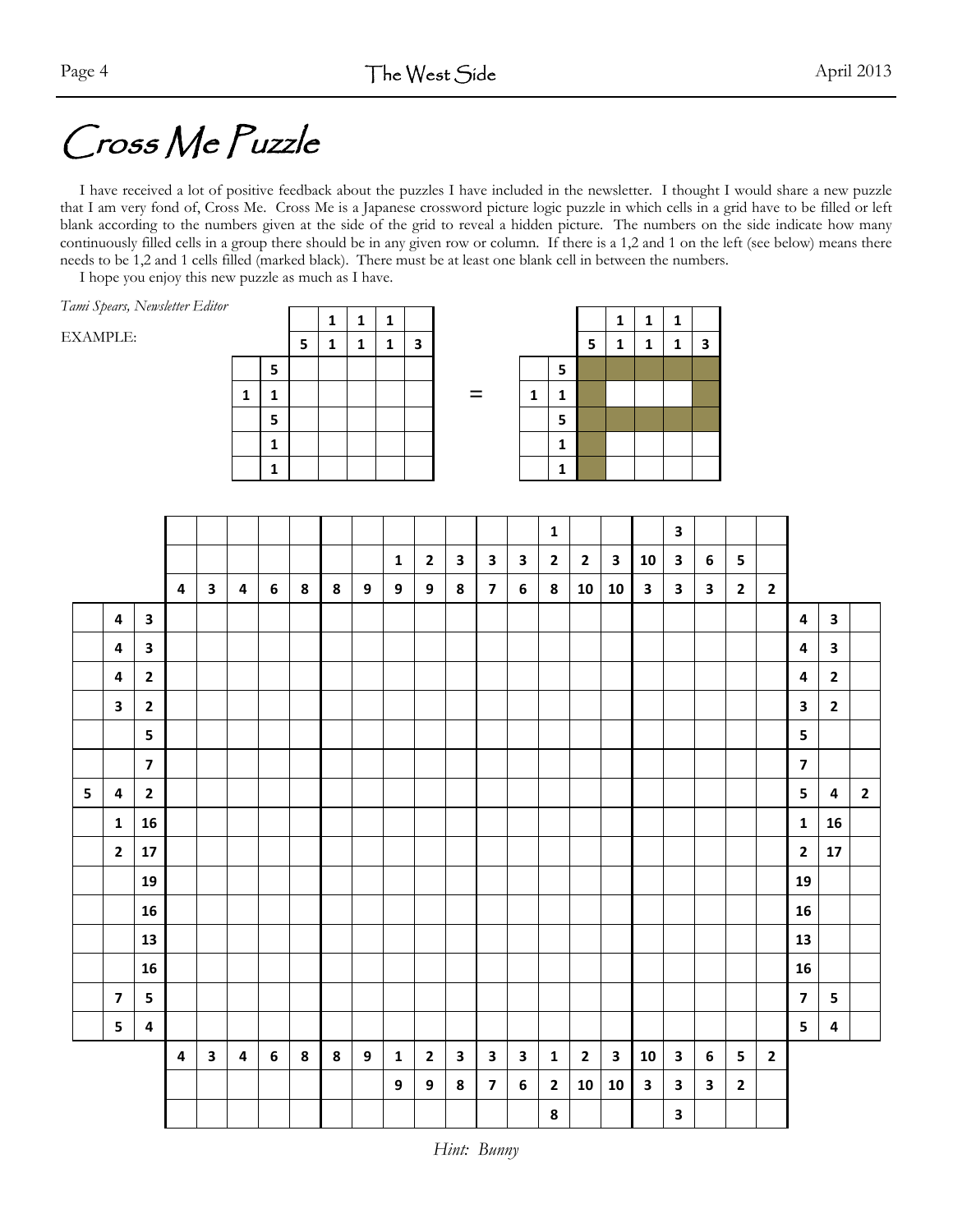# Cross Me Puzzle

I have received a lot of positive feedback about the puzzles I have included in the newsletter. I thought I would share a new puzzle that I am very fond of, Cross Me. Cross Me is a Japanese crossword picture logic puzzle in which cells in a grid have to be filled or left blank according to the numbers given at the side of the grid to reveal a hidden picture. The numbers on the side indicate how many continuously filled cells in a group there should be in any given row or column. If there is a 1,2 and 1 on the left (see below) means there needs to be 1,2 and 1 cells filled (marked black). There must be at least one blank cell in between the numbers.

I hope you enjoy this new puzzle as much as I have.

*Tami Spears, Newsletter Editor*

EXAMPLE:

| | | | | | | |
|---|---|---|---|---|---|---|
| | | | 1 | 1 | 1 | |
| | | 5 | 1 | 1 | 1 | 3 |
| | 5 | | | | | |
| 1 | 1 | | | | | |
| | 5 | | | | | |
| | 1 | | | | | |
| | 1 | | | | | |

=

| | | | | | | |
|---|---|---|---|---|---|---|
| | | | 1 | 1 | 1 | |
| | | 5 | 1 | 1 | 1 | 3 |
| | 5 | ■ | ■ | ■ | ■ | ■ |
| 1 | 1 | ■ | | | | ■ |
| | 5 | ■ | ■ | ■ | ■ | ■ |
| | 1 | ■ | | | | |
| | 1 | ■ | | | | |

Column clues (top, read top to bottom):

| | | | | | | | | | | | | | | | | | | | | | | | | |
|---|---|---|---|---|---|---|---|---|---|---|---|---|---|---|---|---|---|---|---|---|---|---|---|---|
| | | | | | | | | | | | | | 1 | | | | 3 | | | |
| | | | | | | | 1 | 2 | 3 | 3 | 3 | 2 | 2 | 3 | 10 | 3 | 6 | 5 | |
| 4 | 3 | 4 | 6 | 8 | 8 | 9 | 9 | 9 | 8 | 7 | 6 | 8 | 10 | 10 | 3 | 3 | 3 | 2 | 2 |

Row clues (left and right):

| | | | | | |
|---|---|---|---|---|---|
| | 4 | 3 | 4 | 3 | |
| | 4 | 3 | 4 | 3 | |
| | 4 | 2 | 4 | 2 | |
| | 3 | 2 | 3 | 2 | |
| | | 5 | 5 | | |
| | | 7 | 7 | | |
| 5 | 4 | 2 | 5 | 4 | 2 |
| | 1 | 16 | 1 | 16 | |
| | 2 | 17 | 2 | 17 | |
| | | 19 | 19 | | |
| | | 16 | 16 | | |
| | | 13 | 13 | | |
| | | 16 | 16 | | |
| | 7 | 5 | 7 | 5 | |
| | 5 | 4 | 5 | 4 | |

Column clues (bottom, read top to bottom):

| | | | | | | | | | | | | | | | | | | | |
|---|---|---|---|---|---|---|---|---|---|---|---|---|---|---|---|---|---|---|---|
| 4 | 3 | 4 | 6 | 8 | 8 | 9 | 1 | 2 | 3 | 3 | 3 | 1 | 2 | 3 | 10 | 3 | 6 | 5 | 2 |
| | | | | | | | 9 | 9 | 8 | 7 | 6 | 2 | 10 | 10 | 3 | 3 | 3 | 2 | |
| | | | | | | | | | | | | 8 | | | | 3 | | | |

*Hint: Bunny*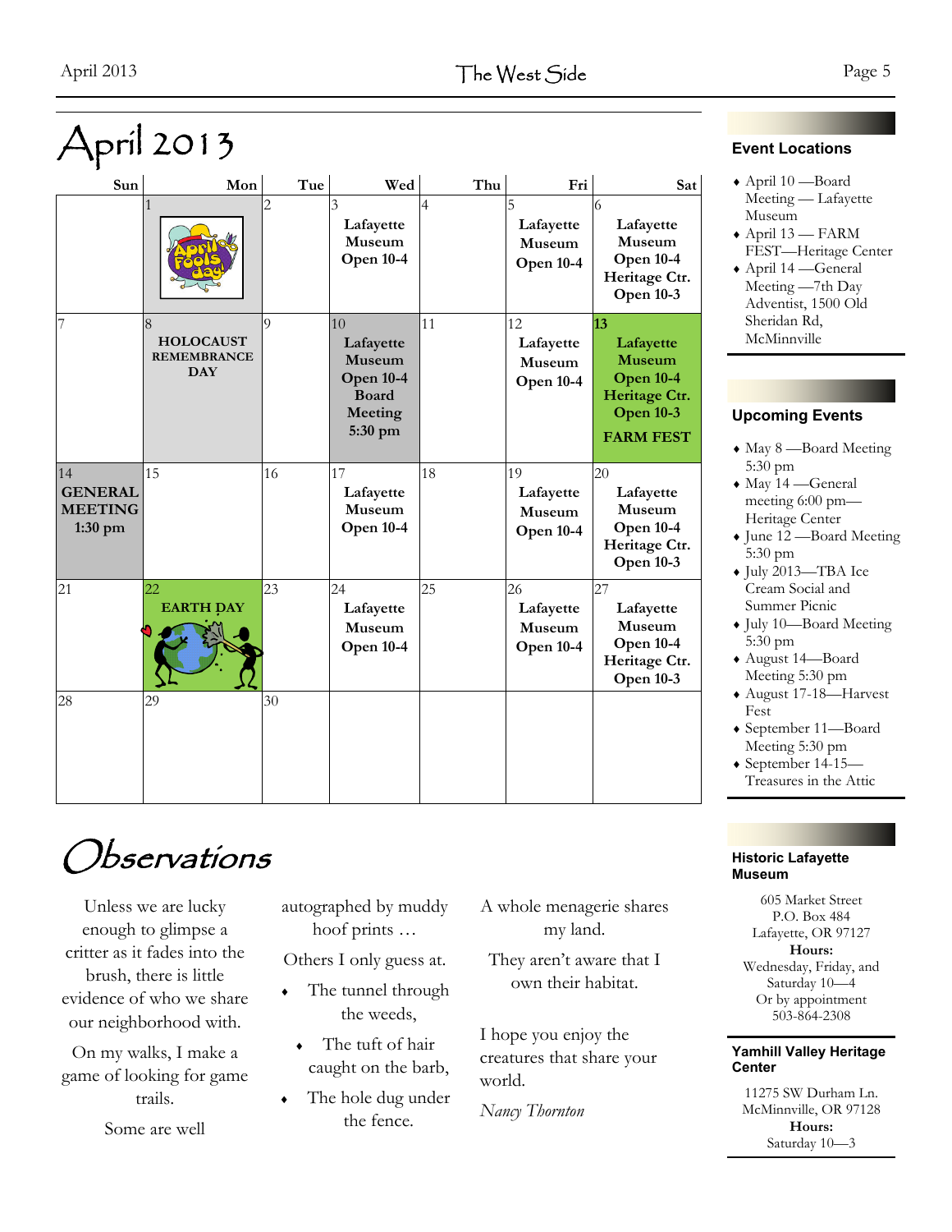# April 2013

| Sun | Mon | Tue | Wed | Thu | Fri | Sat |
|---|---|---|---|---|---|---|
| | 1 | 2 | 3 **Lafayette Museum Open 10-4** | 4 | 5 **Lafayette Museum Open 10-4** | 6 **Lafayette Museum Open 10-4 Heritage Ctr. Open 10-3** |
| 7 | 8 **HOLOCAUST REMEMBRANCE DAY** | 9 | 10 **Lafayette Museum Open 10-4 Board Meeting 5:30 pm** | 11 | 12 **Lafayette Museum Open 10-4** | 13 **Lafayette Museum Open 10-4 Heritage Ctr. Open 10-3 FARM FEST** |
| 14 **GENERAL MEETING 1:30 pm** | 15 | 16 | 17 **Lafayette Museum Open 10-4** | 18 | 19 **Lafayette Museum Open 10-4** | 20 **Lafayette Museum Open 10-4 Heritage Ctr. Open 10-3** |
| 21 | 22 **EARTH DAY** | 23 | 24 **Lafayette Museum Open 10-4** | 25 | 26 **Lafayette Museum Open 10-4** | 27 **Lafayette Museum Open 10-4 Heritage Ctr. Open 10-3** |
| 28 | 29 | 30 | | | | |

### Event Locations

- April 10 —Board Meeting — Lafayette Museum
- April 13 — FARM FEST—Heritage Center
- April 14 —General Meeting —7th Day Adventist, 1500 Old Sheridan Rd, McMinnville

### Upcoming Events

- May 8 —Board Meeting 5:30 pm
- May 14 —General meeting 6:00 pm—Heritage Center
- June 12 —Board Meeting 5:30 pm
- July 2013—TBA Ice Cream Social and Summer Picnic
- July 10—Board Meeting 5:30 pm
- August 14—Board Meeting 5:30 pm
- August 17-18—Harvest Fest
- September 11—Board Meeting 5:30 pm
- September 14-15—Treasures in the Attic

### Historic Lafayette Museum

605 Market Street
P.O. Box 484
Lafayette, OR 97127
**Hours:**
Wednesday, Friday, and Saturday 10—4
Or by appointment
503-864-2308

### Yamhill Valley Heritage Center

11275 SW Durham Ln.
McMinnville, OR 97128
**Hours:**
Saturday 10—3

# Observations

Unless we are lucky enough to glimpse a critter as it fades into the brush, there is little evidence of who we share our neighborhood with.

On my walks, I make a game of looking for game trails.

Some are well autographed by muddy hoof prints …

Others I only guess at.

- The tunnel through the weeds,
- The tuft of hair caught on the barb,
- The hole dug under the fence.

A whole menagerie shares my land.

They aren't aware that I own their habitat.

I hope you enjoy the creatures that share your world.

*Nancy Thornton*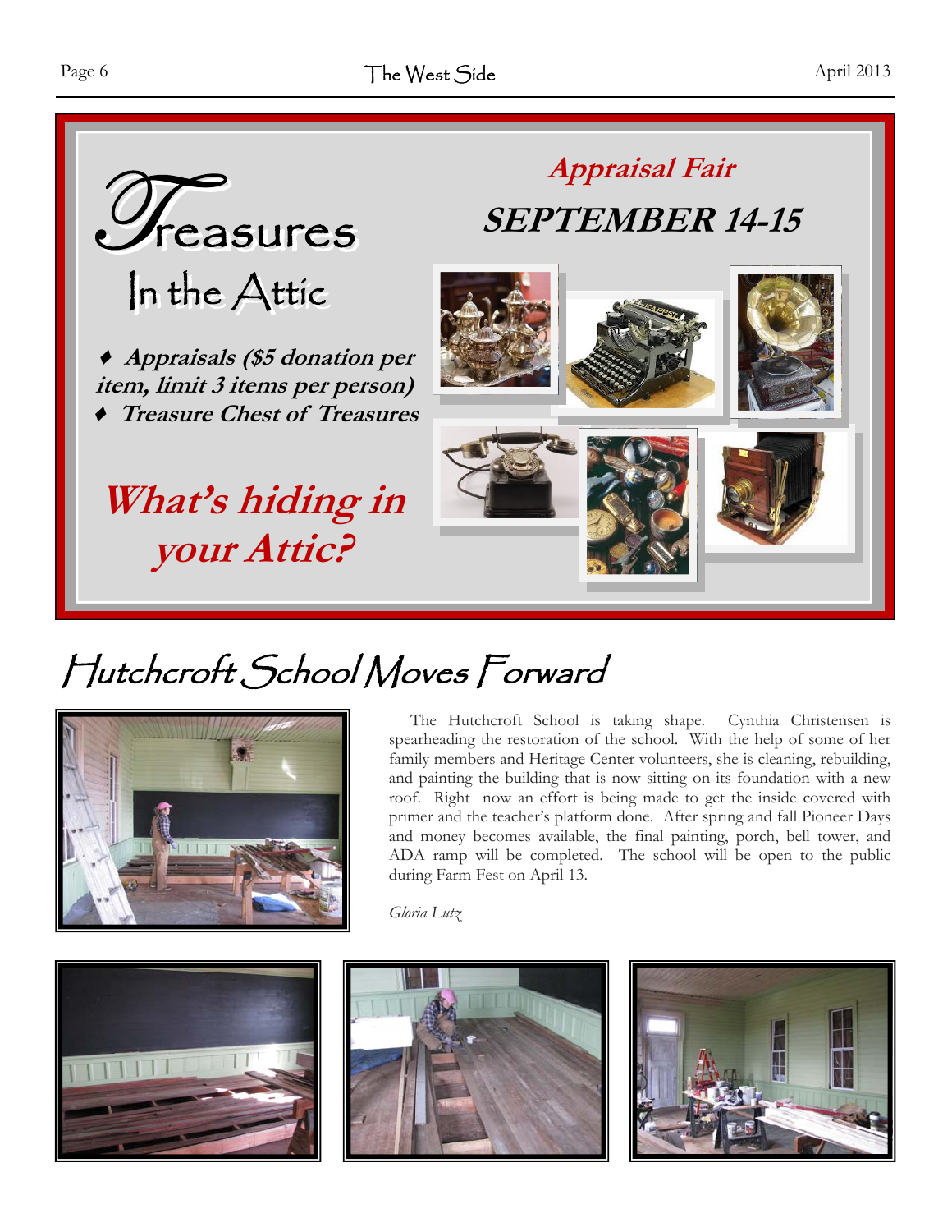# Treasures In the Attic

## Appraisal Fair

## SEPTEMBER 14-15

- ***Appraisals ($5 donation per item, limit 3 items per person)***
- ***Treasure Chest of Treasures***

## *What's hiding in your Attic?*

# Hutchcroft School Moves Forward

The Hutchcroft School is taking shape. Cynthia Christensen is spearheading the restoration of the school. With the help of some of her family members and Heritage Center volunteers, she is cleaning, rebuilding, and painting the building that is now sitting on its foundation with a new roof. Right now an effort is being made to get the inside covered with primer and the teacher's platform done. After spring and fall Pioneer Days and money becomes available, the final painting, porch, bell tower, and ADA ramp will be completed. The school will be open to the public during Farm Fest on April 13.

*Gloria Lutz*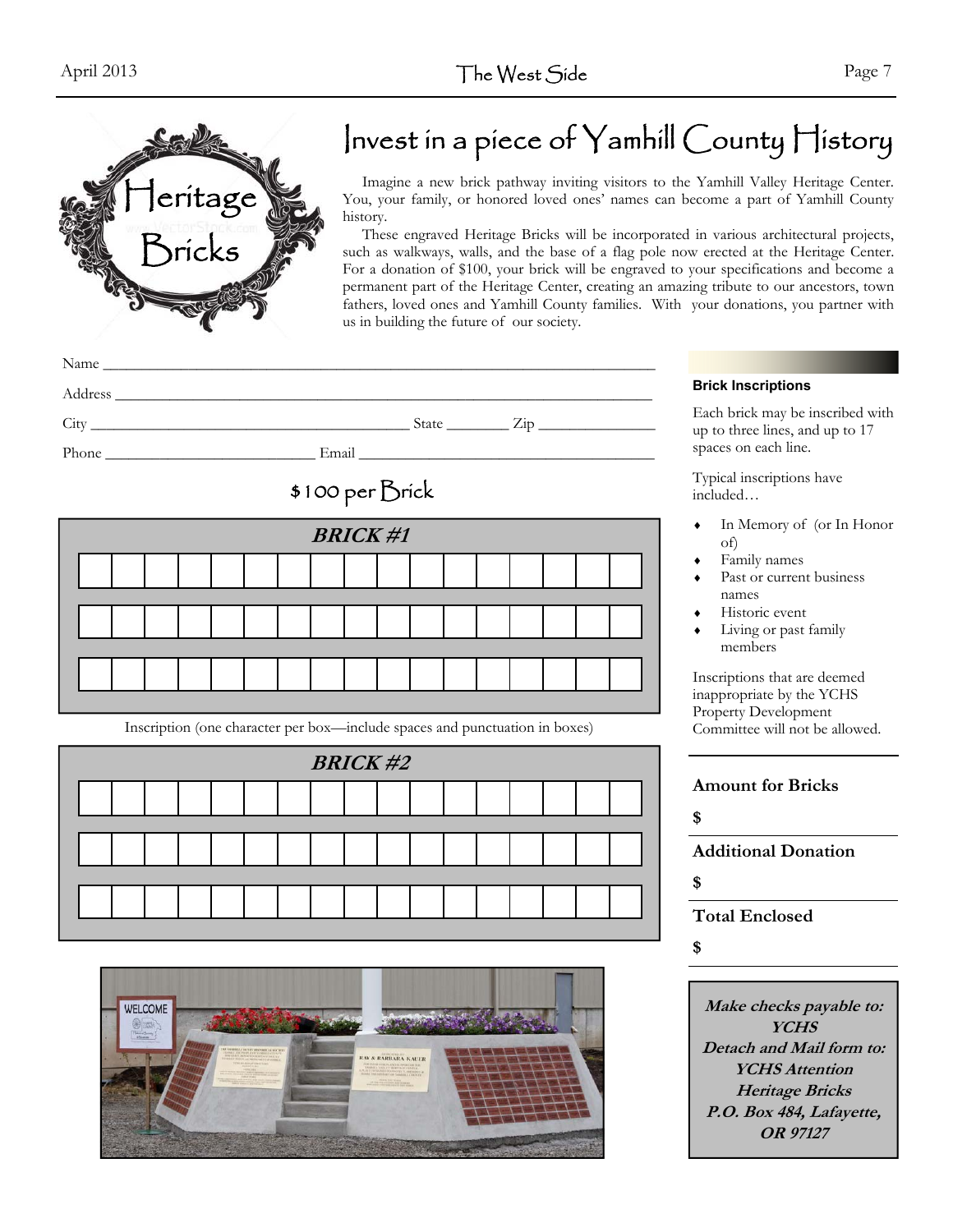Heritage Bricks

# Invest in a piece of Yamhill County History

Imagine a new brick pathway inviting visitors to the Yamhill Valley Heritage Center. You, your family, or honored loved ones' names can become a part of Yamhill County history.

These engraved Heritage Bricks will be incorporated in various architectural projects, such as walkways, walls, and the base of a flag pole now erected at the Heritage Center. For a donation of $100, your brick will be engraved to your specifications and become a permanent part of the Heritage Center, creating an amazing tribute to our ancestors, town fathers, loved ones and Yamhill County families. With your donations, you partner with us in building the future of our society.

Name ____________________________________________

Address __________________________________________

City ______________________ State ________ Zip ____________

Phone ____________________ Email ______________________

## $100 per Brick

**BRICK #1**

| | | | | | | | | | | | | | | | | |
|---|---|---|---|---|---|---|---|---|---|---|---|---|---|---|---|---|
| | | | | | | | | | | | | | | | | |
| | | | | | | | | | | | | | | | | |
| | | | | | | | | | | | | | | | | |

Inscription (one character per box—include spaces and punctuation in boxes)

**BRICK #2**

| | | | | | | | | | | | | | | | | |
|---|---|---|---|---|---|---|---|---|---|---|---|---|---|---|---|---|
| | | | | | | | | | | | | | | | | |
| | | | | | | | | | | | | | | | | |
| | | | | | | | | | | | | | | | | |

### Brick Inscriptions

Each brick may be inscribed with up to three lines, and up to 17 spaces on each line.

Typical inscriptions have included…

- In Memory of (or In Honor of)
- Family names
- Past or current business names
- Historic event
- Living or past family members

Inscriptions that are deemed inappropriate by the YCHS Property Development Committee will not be allowed.

**Amount for Bricks**

**$**

**Additional Donation**

**$**

**Total Enclosed**

**$**

***Make checks payable to: YCHS***

***Detach and Mail form to: YCHS Attention Heritage Bricks P.O. Box 484, Lafayette, OR 97127***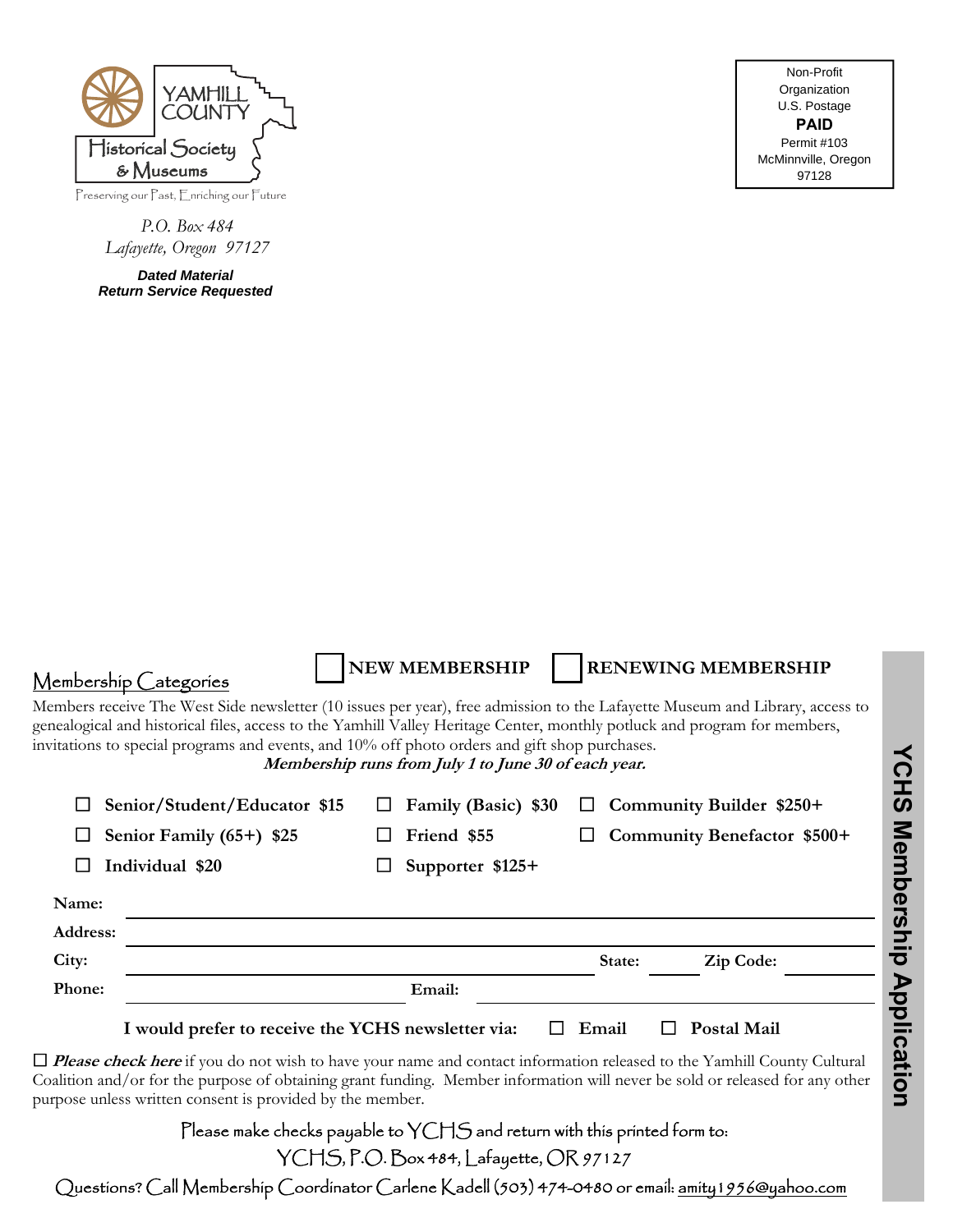YAMHILL COUNTY

Historical Society & Museums

Preserving our Past, Enriching our Future

*P.O. Box 484*
*Lafayette, Oregon 97127*

***Dated Material***
***Return Service Requested***

Non-Profit Organization
U.S. Postage
**PAID**
Permit #103
McMinnville, Oregon
97128

## Membership Categories

☐ **NEW MEMBERSHIP** ☐ **RENEWING MEMBERSHIP**

Members receive The West Side newsletter (10 issues per year), free admission to the Lafayette Museum and Library, access to genealogical and historical files, access to the Yamhill Valley Heritage Center, monthly potluck and program for members, invitations to special programs and events, and 10% off photo orders and gift shop purchases.

***Membership runs from July 1 to June 30 of each year.***

☐ **Senior/Student/Educator $15**
☐ **Senior Family (65+) $25**
☐ **Individual $20**
☐ **Family (Basic) $30**
☐ **Friend $55**
☐ **Supporter $125+**
☐ **Community Builder $250+**
☐ **Community Benefactor $500+**

**Name:** ______________________________

**Address:** ______________________________

**City:** ____________________ **State:** ______ **Zip Code:** ________

**Phone:** ____________________ **Email:** ____________________

**I would prefer to receive the YCHS newsletter via:** ☐ **Email** ☐ **Postal Mail**

☐ ***Please check here*** if you do not wish to have your name and contact information released to the Yamhill County Cultural Coalition and/or for the purpose of obtaining grant funding. Member information will never be sold or released for any other purpose unless written consent is provided by the member.

Please make checks payable to YCHS and return with this printed form to:

YCHS, P.O. Box 484, Lafayette, OR 97127

Questions? Call Membership Coordinator Carlene Kadell (503) 474-0480 or email: amity1956@yahoo.com

**YCHS Membership Application**